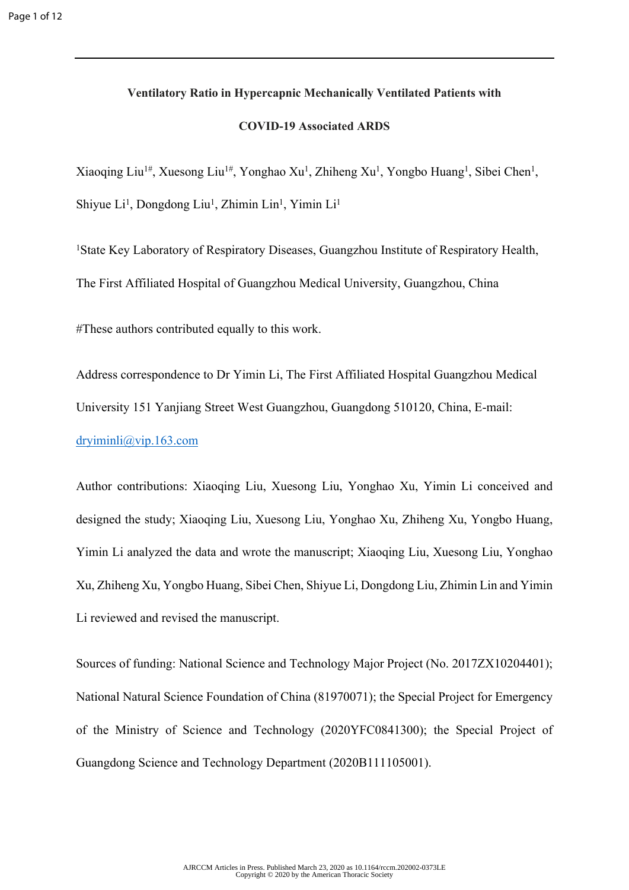**Ventilatory Ratio in Hypercapnic Mechanically Ventilated Patients with COVID-19 Associated ARDS**

Xiaoqing Liu[1#], Xuesong Liu[1#], Yonghao Xu[1], Zhiheng Xu[1], Yongbo Huang[1], Sibei Chen[1], Shiyue Li[1], Dongdong Liu[1], Zhimin Lin[1], Yimin Li[1]

[1]State Key Laboratory of Respiratory Diseases, Guangzhou Institute of Respiratory Health, The First Affiliated Hospital of Guangzhou Medical University, Guangzhou, China

#These authors contributed equally to this work.

Address correspondence to Dr Yimin Li, The First Affiliated Hospital Guangzhou Medical University 151 Yanjiang Street West Guangzhou, Guangdong 510120, China, E-mail: dryiminli@vip.163.com

Author contributions: Xiaoqing Liu, Xuesong Liu, Yonghao Xu, Yimin Li conceived and designed the study; Xiaoqing Liu, Xuesong Liu, Yonghao Xu, Zhiheng Xu, Yongbo Huang, Yimin Li analyzed the data and wrote the manuscript; Xiaoqing Liu, Xuesong Liu, Yonghao Xu, Zhiheng Xu, Yongbo Huang, Sibei Chen, Shiyue Li, Dongdong Liu, Zhimin Lin and Yimin Li reviewed and revised the manuscript.

Sources of funding: National Science and Technology Major Project (No. 2017ZX10204401); National Natural Science Foundation of China (81970071); the Special Project for Emergency of the Ministry of Science and Technology (2020YFC0841300); the Special Project of Guangdong Science and Technology Department (2020B111105001).

AJRCCM Articles in Press. Published March 23, 2020 as 10.1164/rccm.202002-0373LE
Copyright © 2020 by the American Thoracic Society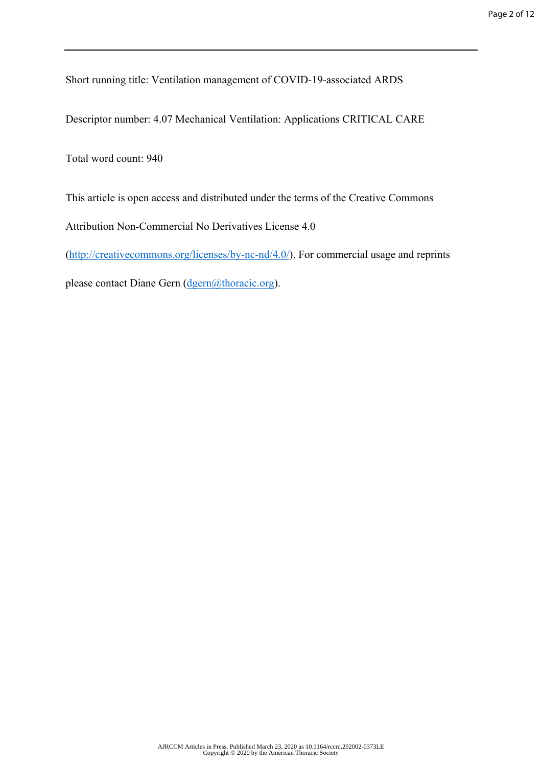Short running title: Ventilation management of COVID-19-associated ARDS

Descriptor number: 4.07 Mechanical Ventilation: Applications CRITICAL CARE

Total word count: 940

This article is open access and distributed under the terms of the Creative Commons Attribution Non-Commercial No Derivatives License 4.0 (http://creativecommons.org/licenses/by-nc-nd/4.0/). For commercial usage and reprints please contact Diane Gern (dgern@thoracic.org).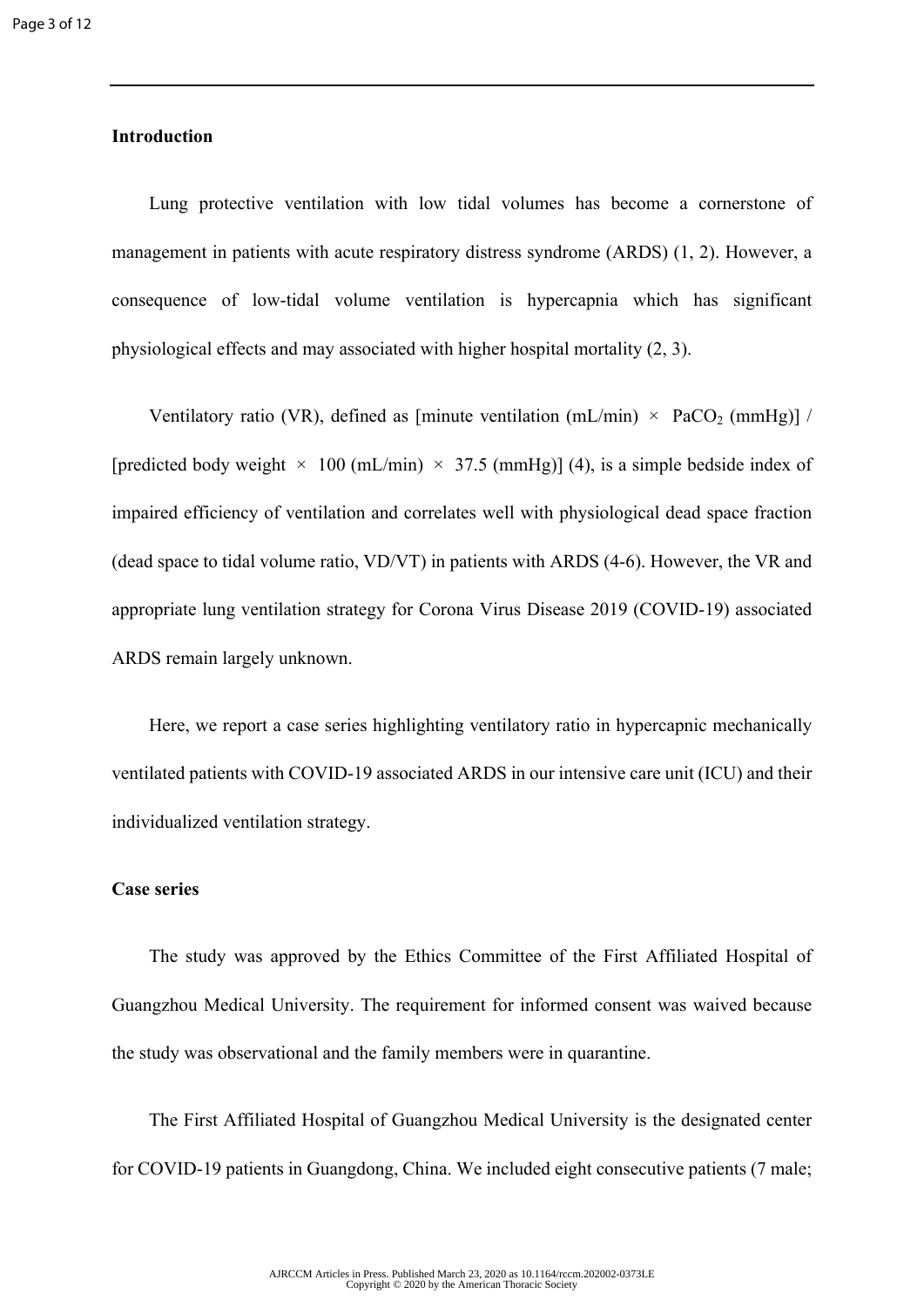## Introduction

Lung protective ventilation with low tidal volumes has become a cornerstone of management in patients with acute respiratory distress syndrome (ARDS) (1, 2). However, a consequence of low-tidal volume ventilation is hypercapnia which has significant physiological effects and may associated with higher hospital mortality (2, 3).

Ventilatory ratio (VR), defined as [minute ventilation (mL/min) × $PaCO_2$ (mmHg)] / [predicted body weight × 100 (mL/min) × 37.5 (mmHg)] (4), is a simple bedside index of impaired efficiency of ventilation and correlates well with physiological dead space fraction (dead space to tidal volume ratio, VD/VT) in patients with ARDS (4-6). However, the VR and appropriate lung ventilation strategy for Corona Virus Disease 2019 (COVID-19) associated ARDS remain largely unknown.

Here, we report a case series highlighting ventilatory ratio in hypercapnic mechanically ventilated patients with COVID-19 associated ARDS in our intensive care unit (ICU) and their individualized ventilation strategy.

## Case series

The study was approved by the Ethics Committee of the First Affiliated Hospital of Guangzhou Medical University. The requirement for informed consent was waived because the study was observational and the family members were in quarantine.

The First Affiliated Hospital of Guangzhou Medical University is the designated center for COVID-19 patients in Guangdong, China. We included eight consecutive patients (7 male;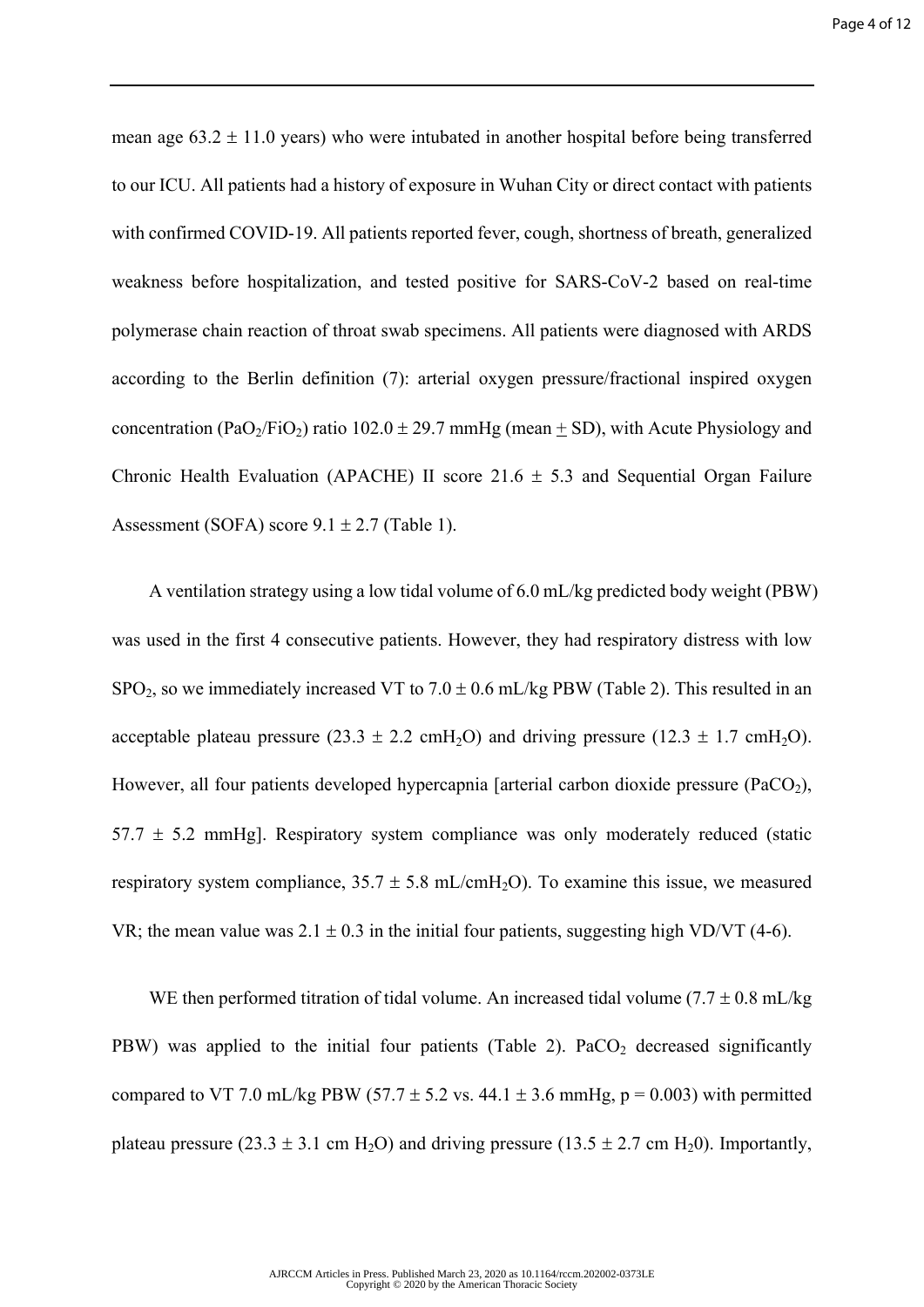mean age $63.2 \pm 11.0$ years) who were intubated in another hospital before being transferred to our ICU. All patients had a history of exposure in Wuhan City or direct contact with patients with confirmed COVID-19. All patients reported fever, cough, shortness of breath, generalized weakness before hospitalization, and tested positive for SARS-CoV-2 based on real-time polymerase chain reaction of throat swab specimens. All patients were diagnosed with ARDS according to the Berlin definition (7): arterial oxygen pressure/fractional inspired oxygen concentration ($PaO_2/FiO_2$) ratio $102.0 \pm 29.7$ mmHg (mean $\pm$ SD), with Acute Physiology and Chronic Health Evaluation (APACHE) II score $21.6 \pm 5.3$ and Sequential Organ Failure Assessment (SOFA) score $9.1 \pm 2.7$ (Table 1).

A ventilation strategy using a low tidal volume of 6.0 mL/kg predicted body weight (PBW) was used in the first 4 consecutive patients. However, they had respiratory distress with low $SPO_2$, so we immediately increased VT to $7.0 \pm 0.6$ mL/kg PBW (Table 2). This resulted in an acceptable plateau pressure ($23.3 \pm 2.2$ $cmH_2O$) and driving pressure ($12.3 \pm 1.7$ $cmH_2O$). However, all four patients developed hypercapnia [arterial carbon dioxide pressure ($PaCO_2$), $57.7 \pm 5.2$ mmHg]. Respiratory system compliance was only moderately reduced (static respiratory system compliance, $35.7 \pm 5.8$ $mL/cmH_2O$). To examine this issue, we measured VR; the mean value was $2.1 \pm 0.3$ in the initial four patients, suggesting high VD/VT (4-6).

WE then performed titration of tidal volume. An increased tidal volume ($7.7 \pm 0.8$ mL/kg PBW) was applied to the initial four patients (Table 2). $PaCO_2$ decreased significantly compared to VT 7.0 mL/kg PBW ($57.7 \pm 5.2$ vs. $44.1 \pm 3.6$ mmHg, $p = 0.003$) with permitted plateau pressure ($23.3 \pm 3.1$ cm $H_2O$) and driving pressure ($13.5 \pm 2.7$ cm $H_20$). Importantly,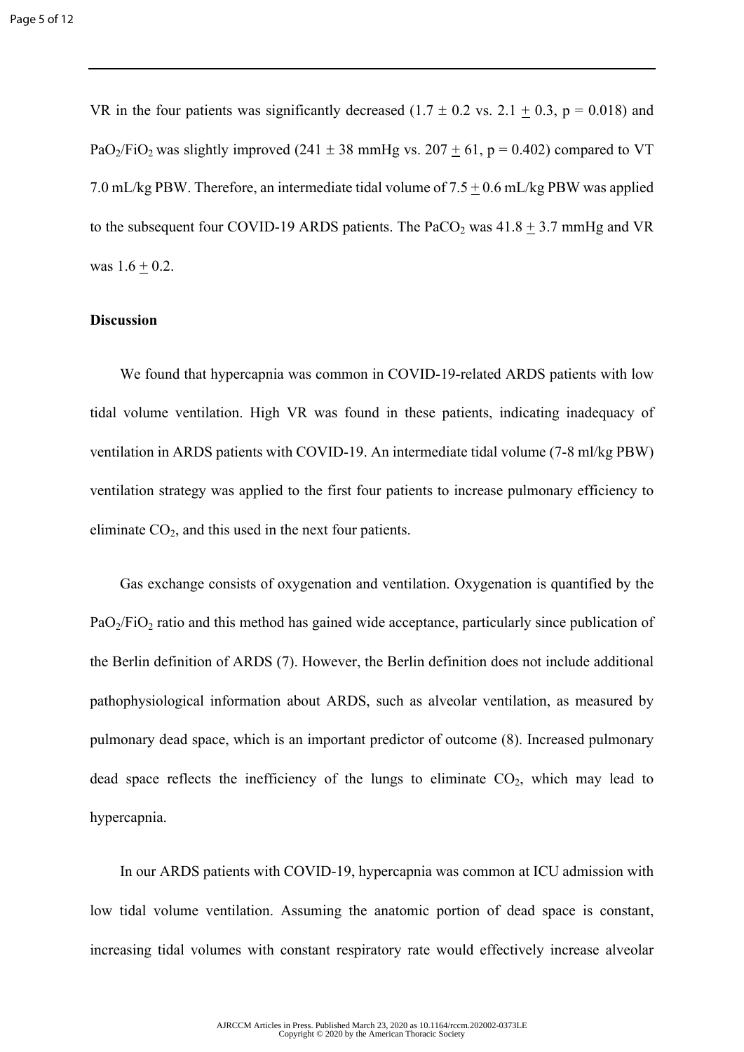VR in the four patients was significantly decreased ($1.7 \pm 0.2$ vs. $2.1 \pm 0.3$, $p = 0.018$) and $PaO_2/FiO_2$ was slightly improved ($241 \pm 38$ mmHg vs. $207 \pm 61$, $p = 0.402$) compared to VT 7.0 mL/kg PBW. Therefore, an intermediate tidal volume of $7.5 \pm 0.6$ mL/kg PBW was applied to the subsequent four COVID-19 ARDS patients. The $PaCO_2$ was $41.8 \pm 3.7$ mmHg and VR was $1.6 \pm 0.2$.

**Discussion**

We found that hypercapnia was common in COVID-19-related ARDS patients with low tidal volume ventilation. High VR was found in these patients, indicating inadequacy of ventilation in ARDS patients with COVID-19. An intermediate tidal volume (7-8 ml/kg PBW) ventilation strategy was applied to the first four patients to increase pulmonary efficiency to eliminate $CO_2$, and this used in the next four patients.

Gas exchange consists of oxygenation and ventilation. Oxygenation is quantified by the $PaO_2/FiO_2$ ratio and this method has gained wide acceptance, particularly since publication of the Berlin definition of ARDS (7). However, the Berlin definition does not include additional pathophysiological information about ARDS, such as alveolar ventilation, as measured by pulmonary dead space, which is an important predictor of outcome (8). Increased pulmonary dead space reflects the inefficiency of the lungs to eliminate $CO_2$, which may lead to hypercapnia.

In our ARDS patients with COVID-19, hypercapnia was common at ICU admission with low tidal volume ventilation. Assuming the anatomic portion of dead space is constant, increasing tidal volumes with constant respiratory rate would effectively increase alveolar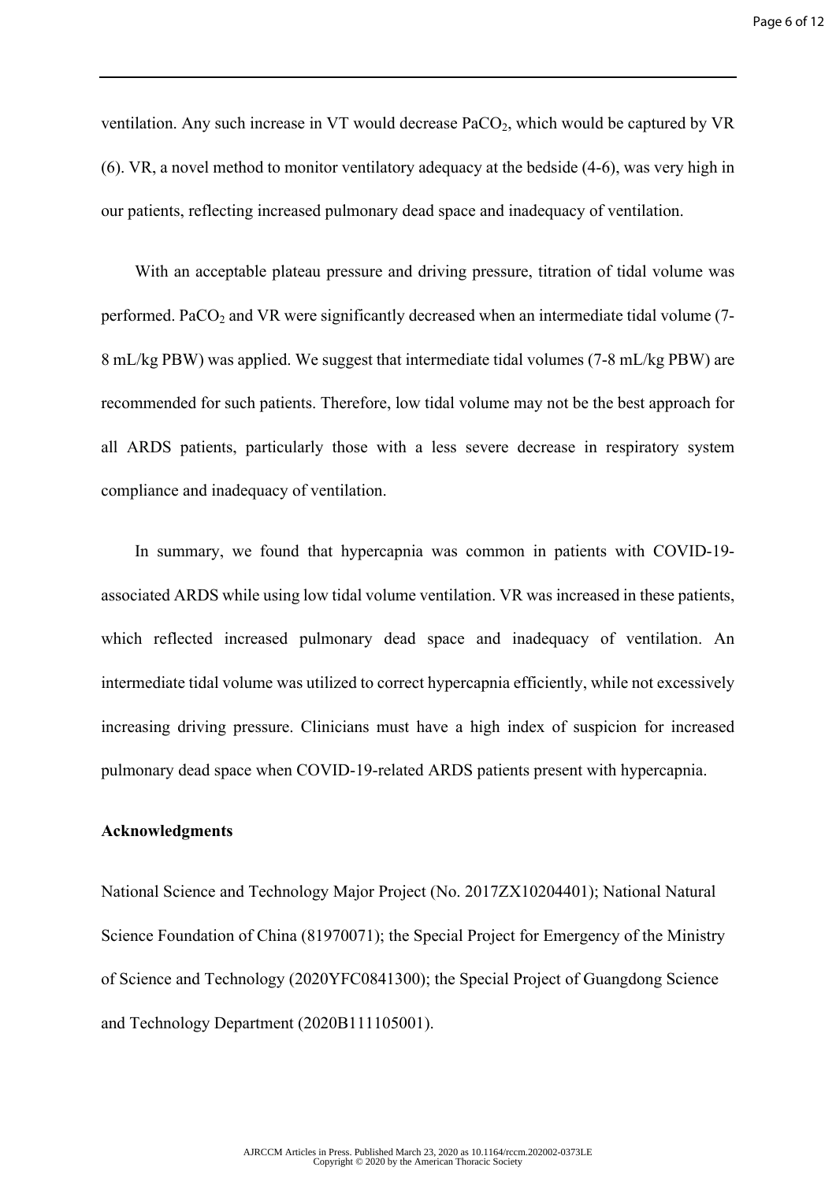ventilation. Any such increase in VT would decrease $PaCO_2$, which would be captured by VR (6). VR, a novel method to monitor ventilatory adequacy at the bedside (4-6), was very high in our patients, reflecting increased pulmonary dead space and inadequacy of ventilation.

With an acceptable plateau pressure and driving pressure, titration of tidal volume was performed. $PaCO_2$ and VR were significantly decreased when an intermediate tidal volume (7-8 mL/kg PBW) was applied. We suggest that intermediate tidal volumes (7-8 mL/kg PBW) are recommended for such patients. Therefore, low tidal volume may not be the best approach for all ARDS patients, particularly those with a less severe decrease in respiratory system compliance and inadequacy of ventilation.

In summary, we found that hypercapnia was common in patients with COVID-19-associated ARDS while using low tidal volume ventilation. VR was increased in these patients, which reflected increased pulmonary dead space and inadequacy of ventilation. An intermediate tidal volume was utilized to correct hypercapnia efficiently, while not excessively increasing driving pressure. Clinicians must have a high index of suspicion for increased pulmonary dead space when COVID-19-related ARDS patients present with hypercapnia.

**Acknowledgments**

National Science and Technology Major Project (No. 2017ZX10204401); National Natural Science Foundation of China (81970071); the Special Project for Emergency of the Ministry of Science and Technology (2020YFC0841300); the Special Project of Guangdong Science and Technology Department (2020B111105001).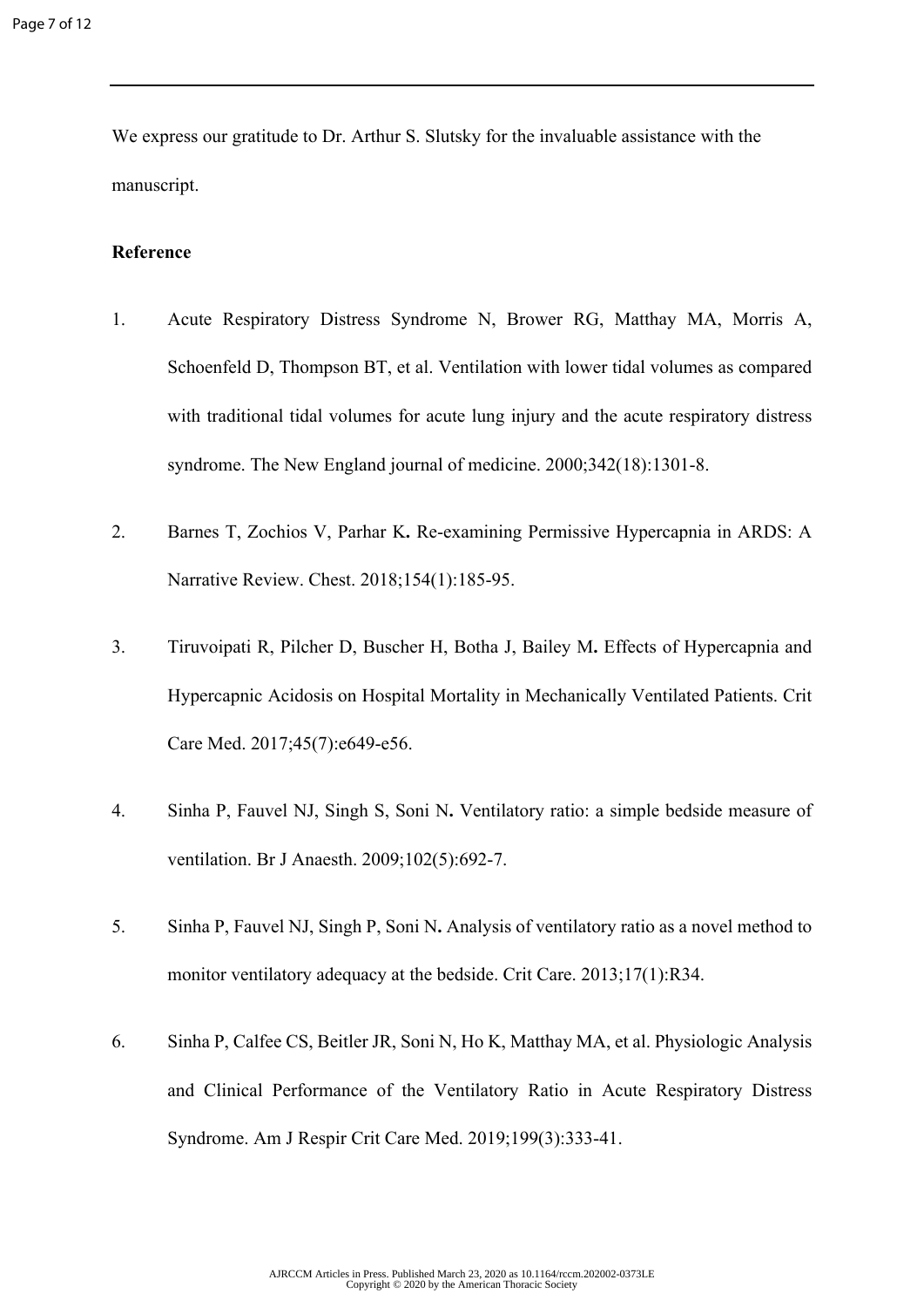We express our gratitude to Dr. Arthur S. Slutsky for the invaluable assistance with the manuscript.

**Reference**

1. Acute Respiratory Distress Syndrome N, Brower RG, Matthay MA, Morris A, Schoenfeld D, Thompson BT, et al. Ventilation with lower tidal volumes as compared with traditional tidal volumes for acute lung injury and the acute respiratory distress syndrome. The New England journal of medicine. 2000;342(18):1301-8.

2. Barnes T, Zochios V, Parhar K**.** Re-examining Permissive Hypercapnia in ARDS: A Narrative Review. Chest. 2018;154(1):185-95.

3. Tiruvoipati R, Pilcher D, Buscher H, Botha J, Bailey M**.** Effects of Hypercapnia and Hypercapnic Acidosis on Hospital Mortality in Mechanically Ventilated Patients. Crit Care Med. 2017;45(7):e649-e56.

4. Sinha P, Fauvel NJ, Singh S, Soni N**.** Ventilatory ratio: a simple bedside measure of ventilation. Br J Anaesth. 2009;102(5):692-7.

5. Sinha P, Fauvel NJ, Singh P, Soni N**.** Analysis of ventilatory ratio as a novel method to monitor ventilatory adequacy at the bedside. Crit Care. 2013;17(1):R34.

6. Sinha P, Calfee CS, Beitler JR, Soni N, Ho K, Matthay MA, et al. Physiologic Analysis and Clinical Performance of the Ventilatory Ratio in Acute Respiratory Distress Syndrome. Am J Respir Crit Care Med. 2019;199(3):333-41.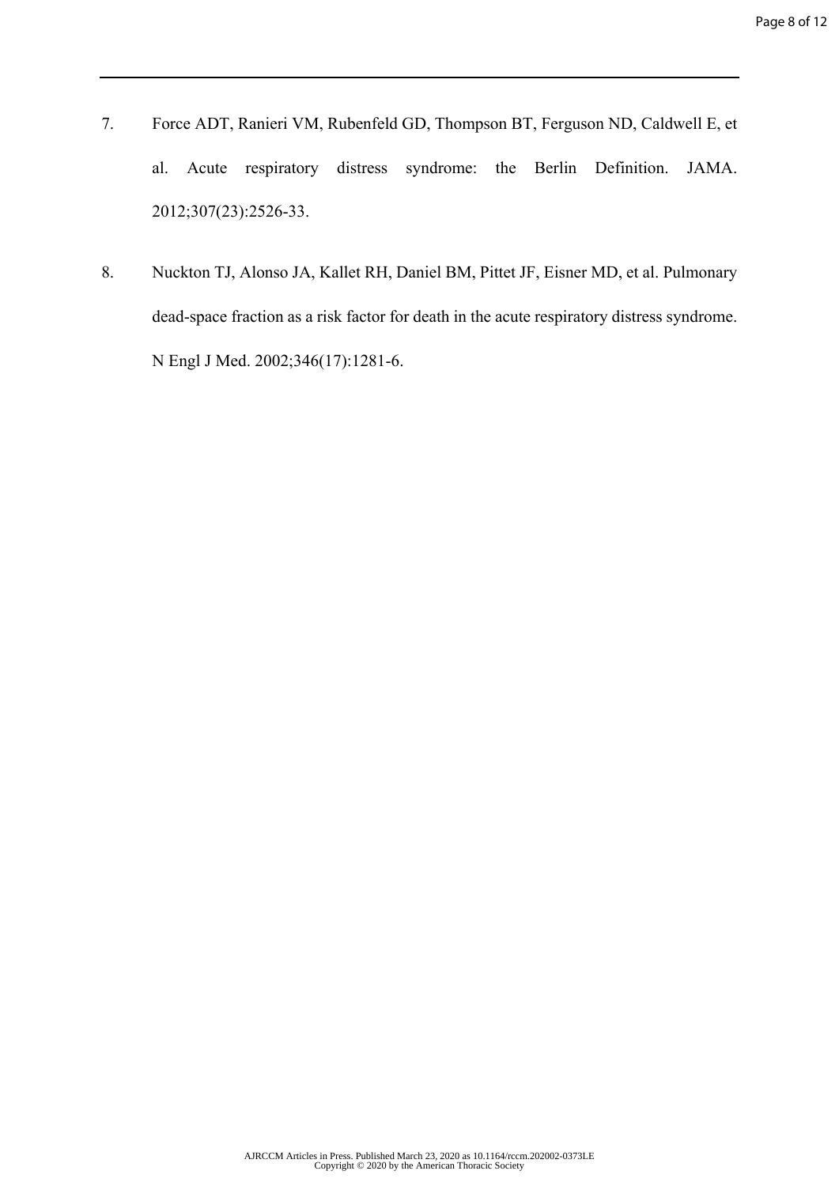7. Force ADT, Ranieri VM, Rubenfeld GD, Thompson BT, Ferguson ND, Caldwell E, et al. Acute respiratory distress syndrome: the Berlin Definition. JAMA. 2012;307(23):2526-33.

8. Nuckton TJ, Alonso JA, Kallet RH, Daniel BM, Pittet JF, Eisner MD, et al. Pulmonary dead-space fraction as a risk factor for death in the acute respiratory distress syndrome. N Engl J Med. 2002;346(17):1281-6.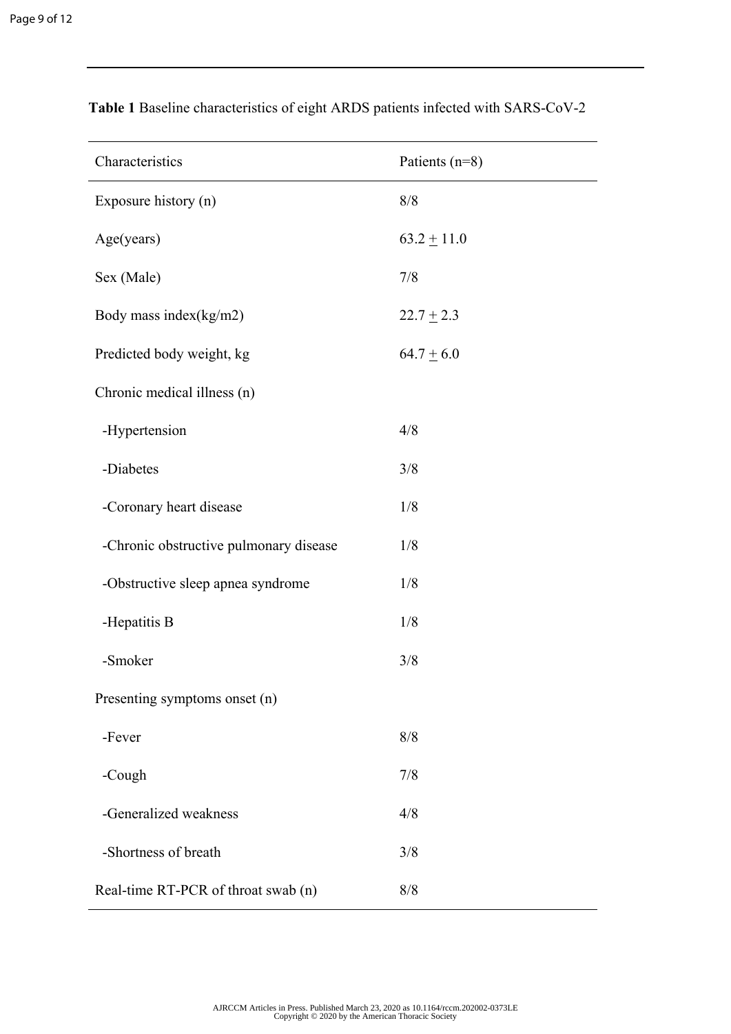**Table 1** Baseline characteristics of eight ARDS patients infected with SARS-CoV-2

| Characteristics | Patients (n=8) |
|---|---|
| Exposure history (n) | 8/8 |
| Age(years) | $63.2 \pm 11.0$ |
| Sex (Male) | 7/8 |
| Body mass index(kg/m2) | $22.7 \pm 2.3$ |
| Predicted body weight, kg | $64.7 \pm 6.0$ |
| Chronic medical illness (n) | |
| -Hypertension | 4/8 |
| -Diabetes | 3/8 |
| -Coronary heart disease | 1/8 |
| -Chronic obstructive pulmonary disease | 1/8 |
| -Obstructive sleep apnea syndrome | 1/8 |
| -Hepatitis B | 1/8 |
| -Smoker | 3/8 |
| Presenting symptoms onset (n) | |
| -Fever | 8/8 |
| -Cough | 7/8 |
| -Generalized weakness | 4/8 |
| -Shortness of breath | 3/8 |
| Real-time RT-PCR of throat swab (n) | 8/8 |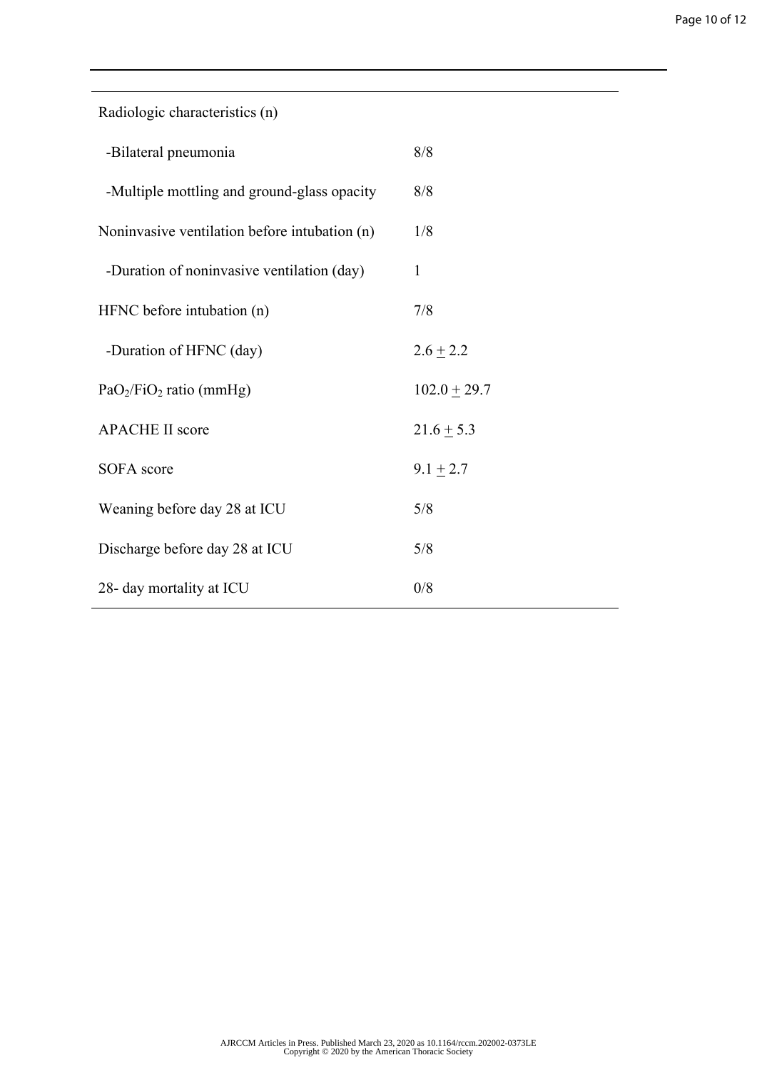| | |
|---|---|
| Radiologic characteristics (n) | |
| -Bilateral pneumonia | 8/8 |
| -Multiple mottling and ground-glass opacity | 8/8 |
| Noninvasive ventilation before intubation (n) | 1/8 |
| -Duration of noninvasive ventilation (day) | 1 |
| HFNC before intubation (n) | 7/8 |
| -Duration of HFNC (day) | $2.6 \pm 2.2$ |
| $PaO_2/FiO_2$ ratio (mmHg) | $102.0 \pm 29.7$ |
| APACHE II score | $21.6 \pm 5.3$ |
| SOFA score | $9.1 \pm 2.7$ |
| Weaning before day 28 at ICU | 5/8 |
| Discharge before day 28 at ICU | 5/8 |
| 28- day mortality at ICU | 0/8 |

AJRCCM Articles in Press. Published March 23, 2020 as 10.1164/rccm.202002-0373LE
Copyright © 2020 by the American Thoracic Society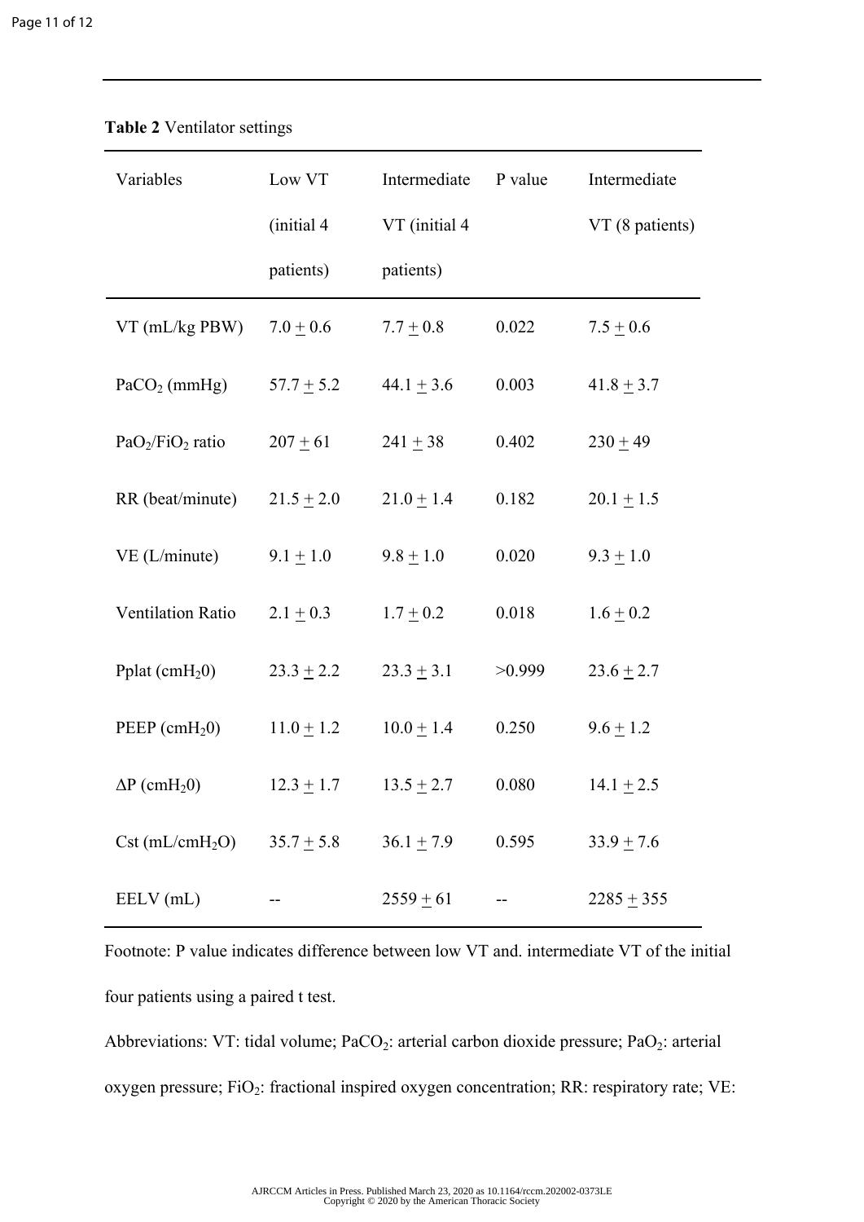**Table 2** Ventilator settings

| Variables | Low VT (initial 4 patients) | Intermediate VT (initial 4 patients) | P value | Intermediate VT (8 patients) |
|---|---|---|---|---|
| VT (mL/kg PBW) | 7.0 $\pm$ 0.6 | 7.7 $\pm$ 0.8 | 0.022 | 7.5 $\pm$ 0.6 |
| $PaCO_2$ (mmHg) | 57.7 $\pm$ 5.2 | 44.1 $\pm$ 3.6 | 0.003 | 41.8 $\pm$ 3.7 |
| $PaO_2/FiO_2$ ratio | 207 $\pm$ 61 | 241 $\pm$ 38 | 0.402 | 230 $\pm$ 49 |
| RR (beat/minute) | 21.5 $\pm$ 2.0 | 21.0 $\pm$ 1.4 | 0.182 | 20.1 $\pm$ 1.5 |
| VE (L/minute) | 9.1 $\pm$ 1.0 | 9.8 $\pm$ 1.0 | 0.020 | 9.3 $\pm$ 1.0 |
| Ventilation Ratio | 2.1 $\pm$ 0.3 | 1.7 $\pm$ 0.2 | 0.018 | 1.6 $\pm$ 0.2 |
| Pplat ($cmH_20$) | 23.3 $\pm$ 2.2 | 23.3 $\pm$ 3.1 | >0.999 | 23.6 $\pm$ 2.7 |
| PEEP ($cmH_20$) | 11.0 $\pm$ 1.2 | 10.0 $\pm$ 1.4 | 0.250 | 9.6 $\pm$ 1.2 |
| $\Delta P$ ($cmH_20$) | 12.3 $\pm$ 1.7 | 13.5 $\pm$ 2.7 | 0.080 | 14.1 $\pm$ 2.5 |
| Cst ($mL/cmH_2O$) | 35.7 $\pm$ 5.8 | 36.1 $\pm$ 7.9 | 0.595 | 33.9 $\pm$ 7.6 |
| EELV (mL) | -- | 2559 $\pm$ 61 | -- | 2285 $\pm$ 355 |

Footnote: P value indicates difference between low VT and. intermediate VT of the initial four patients using a paired t test.

Abbreviations: VT: tidal volume; $PaCO_2$: arterial carbon dioxide pressure; $PaO_2$: arterial oxygen pressure; $FiO_2$: fractional inspired oxygen concentration; RR: respiratory rate; VE: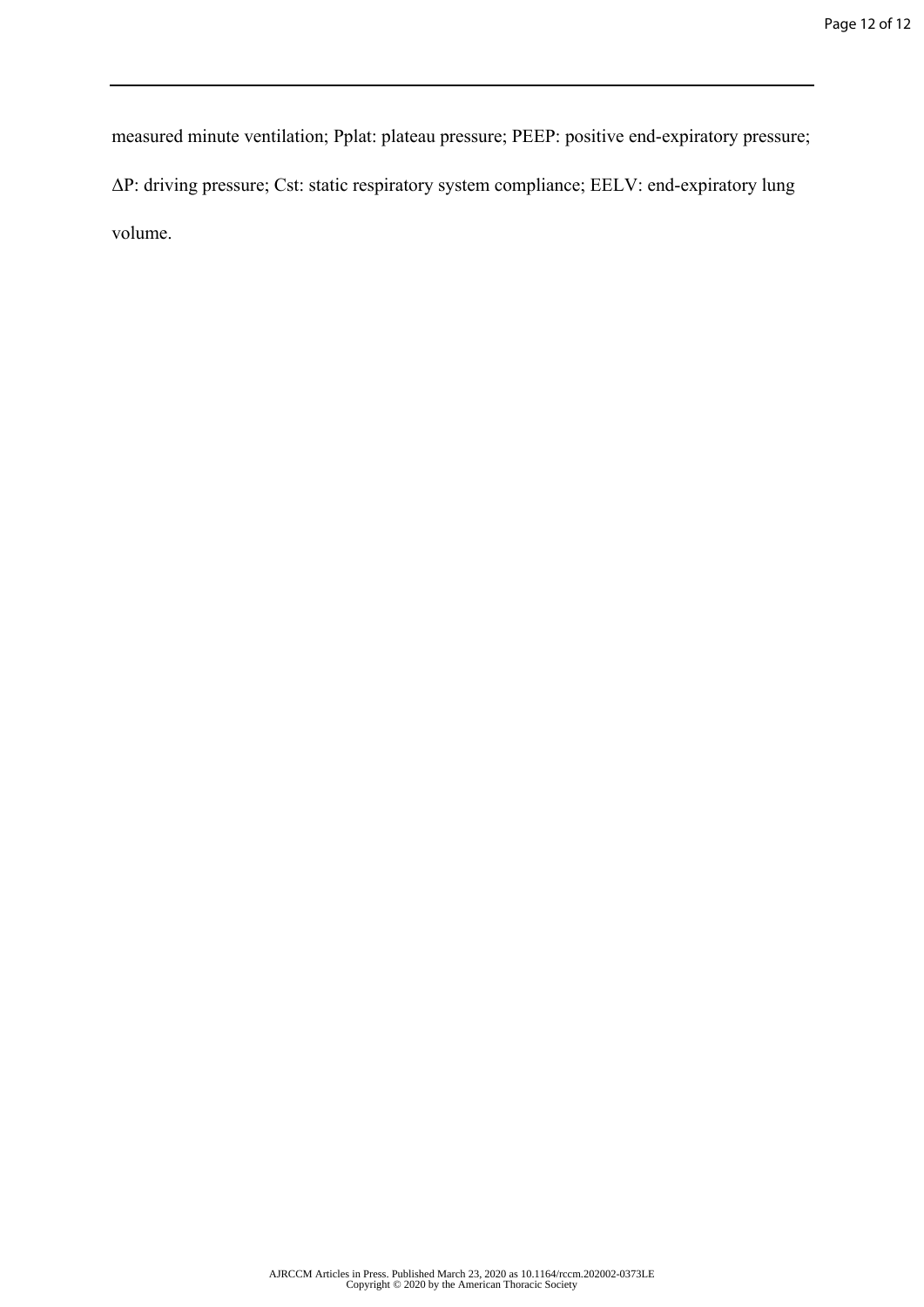measured minute ventilation; Pplat: plateau pressure; PEEP: positive end-expiratory pressure; ΔP: driving pressure; Cst: static respiratory system compliance; EELV: end-expiratory lung volume.